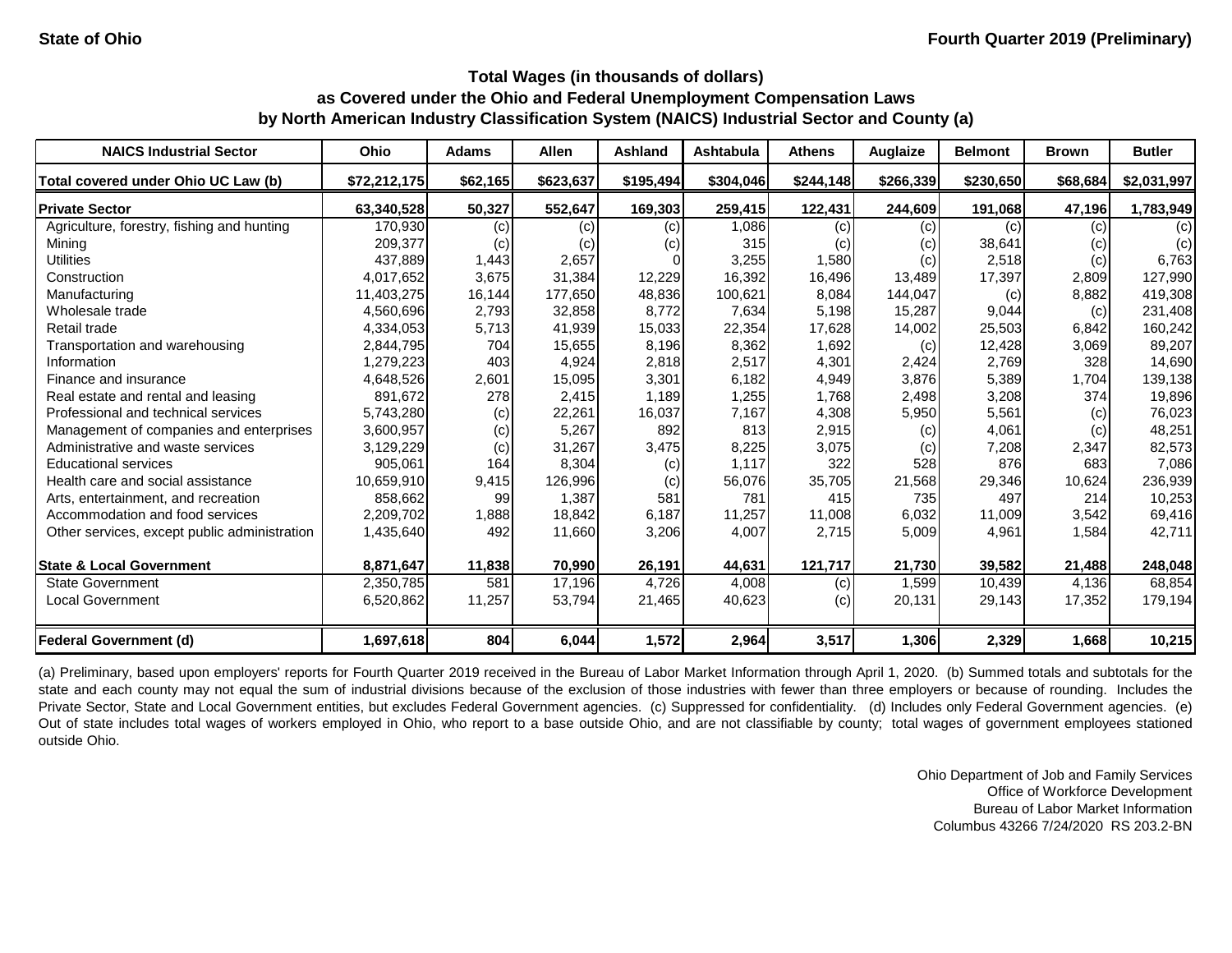State of Ohio

Fourth Quarter 2019 (Preliminary)

### Total Wages (in thousands of dollars)
### as Covered under the Ohio and Federal Unemployment Compensation Laws
### by North American Industry Classification System (NAICS) Industrial Sector and County (a)

| NAICS Industrial Sector | Ohio | Adams | Allen | Ashland | Ashtabula | Athens | Auglaize | Belmont | Brown | Butler |
|---|---|---|---|---|---|---|---|---|---|---|
| **Total covered under Ohio UC Law (b)** | **$72,212,175** | **$62,165** | **$623,637** | **$195,494** | **$304,046** | **$244,148** | **$266,339** | **$230,650** | **$68,684** | **$2,031,997** |
| **Private Sector** | **63,340,528** | **50,327** | **552,647** | **169,303** | **259,415** | **122,431** | **244,609** | **191,068** | **47,196** | **1,783,949** |
| Agriculture, forestry, fishing and hunting | 170,930 | (c) | (c) | (c) | 1,086 | (c) | (c) | (c) | (c) | (c) |
| Mining | 209,377 | (c) | (c) | (c) | 315 | (c) | (c) | 38,641 | (c) | (c) |
| Utilities | 437,889 | 1,443 | 2,657 | 0 | 3,255 | 1,580 | (c) | 2,518 | (c) | 6,763 |
| Construction | 4,017,652 | 3,675 | 31,384 | 12,229 | 16,392 | 16,496 | 13,489 | 17,397 | 2,809 | 127,990 |
| Manufacturing | 11,403,275 | 16,144 | 177,650 | 48,836 | 100,621 | 8,084 | 144,047 | (c) | 8,882 | 419,308 |
| Wholesale trade | 4,560,696 | 2,793 | 32,858 | 8,772 | 7,634 | 5,198 | 15,287 | 9,044 | (c) | 231,408 |
| Retail trade | 4,334,053 | 5,713 | 41,939 | 15,033 | 22,354 | 17,628 | 14,002 | 25,503 | 6,842 | 160,242 |
| Transportation and warehousing | 2,844,795 | 704 | 15,655 | 8,196 | 8,362 | 1,692 | (c) | 12,428 | 3,069 | 89,207 |
| Information | 1,279,223 | 403 | 4,924 | 2,818 | 2,517 | 4,301 | 2,424 | 2,769 | 328 | 14,690 |
| Finance and insurance | 4,648,526 | 2,601 | 15,095 | 3,301 | 6,182 | 4,949 | 3,876 | 5,389 | 1,704 | 139,138 |
| Real estate and rental and leasing | 891,672 | 278 | 2,415 | 1,189 | 1,255 | 1,768 | 2,498 | 3,208 | 374 | 19,896 |
| Professional and technical services | 5,743,280 | (c) | 22,261 | 16,037 | 7,167 | 4,308 | 5,950 | 5,561 | (c) | 76,023 |
| Management of companies and enterprises | 3,600,957 | (c) | 5,267 | 892 | 813 | 2,915 | (c) | 4,061 | (c) | 48,251 |
| Administrative and waste services | 3,129,229 | (c) | 31,267 | 3,475 | 8,225 | 3,075 | (c) | 7,208 | 2,347 | 82,573 |
| Educational services | 905,061 | 164 | 8,304 | (c) | 1,117 | 322 | 528 | 876 | 683 | 7,086 |
| Health care and social assistance | 10,659,910 | 9,415 | 126,996 | (c) | 56,076 | 35,705 | 21,568 | 29,346 | 10,624 | 236,939 |
| Arts, entertainment, and recreation | 858,662 | 99 | 1,387 | 581 | 781 | 415 | 735 | 497 | 214 | 10,253 |
| Accommodation and food services | 2,209,702 | 1,888 | 18,842 | 6,187 | 11,257 | 11,008 | 6,032 | 11,009 | 3,542 | 69,416 |
| Other services, except public administration | 1,435,640 | 492 | 11,660 | 3,206 | 4,007 | 2,715 | 5,009 | 4,961 | 1,584 | 42,711 |
| **State & Local Government** | **8,871,647** | **11,838** | **70,990** | **26,191** | **44,631** | **121,717** | **21,730** | **39,582** | **21,488** | **248,048** |
| State Government | 2,350,785 | 581 | 17,196 | 4,726 | 4,008 | (c) | 1,599 | 10,439 | 4,136 | 68,854 |
| Local Government | 6,520,862 | 11,257 | 53,794 | 21,465 | 40,623 | (c) | 20,131 | 29,143 | 17,352 | 179,194 |
| **Federal Government (d)** | **1,697,618** | **804** | **6,044** | **1,572** | **2,964** | **3,517** | **1,306** | **2,329** | **1,668** | **10,215** |

(a) Preliminary, based upon employers' reports for Fourth Quarter 2019 received in the Bureau of Labor Market Information through April 1, 2020. (b) Summed totals and subtotals for the state and each county may not equal the sum of industrial divisions because of the exclusion of those industries with fewer than three employers or because of rounding. Includes the Private Sector, State and Local Government entities, but excludes Federal Government agencies. (c) Suppressed for confidentiality. (d) Includes only Federal Government agencies. (e) Out of state includes total wages of workers employed in Ohio, who report to a base outside Ohio, and are not classifiable by county; total wages of government employees stationed outside Ohio.

Ohio Department of Job and Family Services
Office of Workforce Development
Bureau of Labor Market Information
Columbus 43266 7/24/2020 RS 203.2-BN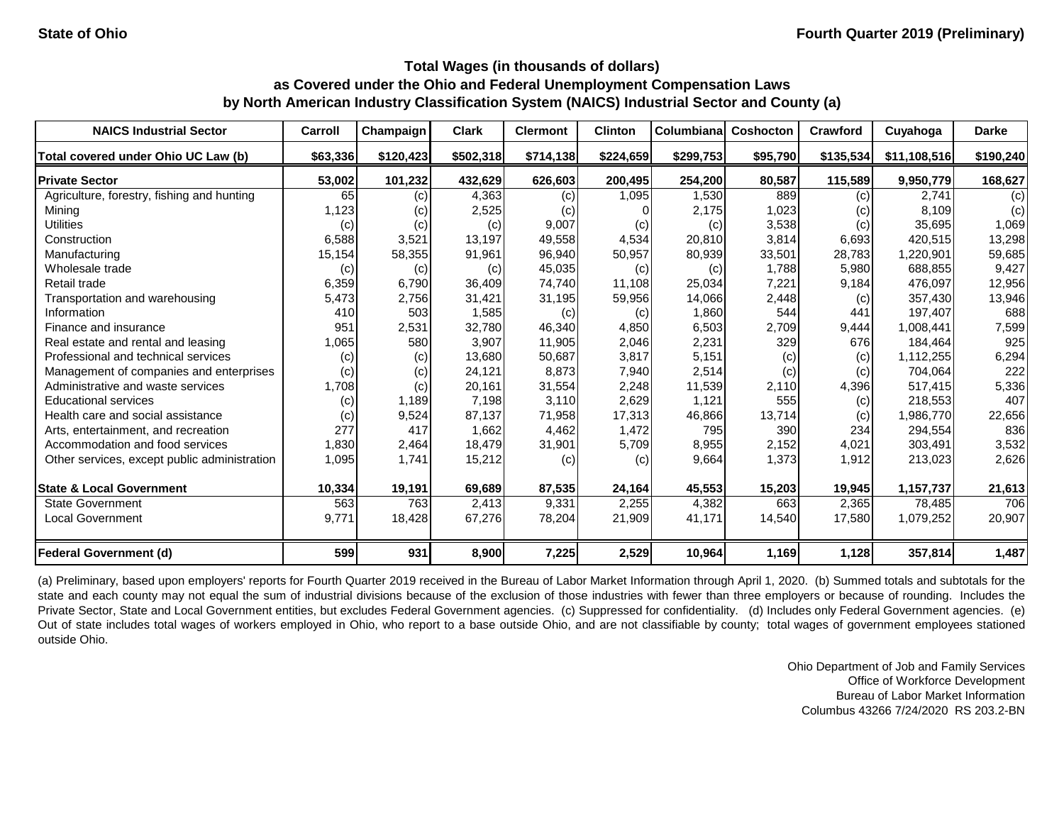State of Ohio | Fourth Quarter 2019 (Preliminary)

## Total Wages (in thousands of dollars)
## as Covered under the Ohio and Federal Unemployment Compensation Laws
## by North American Industry Classification System (NAICS) Industrial Sector and County (a)

| NAICS Industrial Sector | Carroll | Champaign | Clark | Clermont | Clinton | Columbiana | Coshocton | Crawford | Cuyahoga | Darke |
|---|---|---|---|---|---|---|---|---|---|---|
| Total covered under Ohio UC Law (b) | $63,336 | $120,423 | $502,318 | $714,138 | $224,659 | $299,753 | $95,790 | $135,534 | $11,108,516 | $190,240 |
| **Private Sector** | **53,002** | **101,232** | **432,629** | **626,603** | **200,495** | **254,200** | **80,587** | **115,589** | **9,950,779** | **168,627** |
| Agriculture, forestry, fishing and hunting | 65 | (c) | 4,363 | (c) | 1,095 | 1,530 | 889 | (c) | 2,741 | (c) |
| Mining | 1,123 | (c) | 2,525 | (c) | 0 | 2,175 | 1,023 | (c) | 8,109 | (c) |
| Utilities | (c) | (c) | (c) | 9,007 | (c) | (c) | 3,538 | (c) | 35,695 | 1,069 |
| Construction | 6,588 | 3,521 | 13,197 | 49,558 | 4,534 | 20,810 | 3,814 | 6,693 | 420,515 | 13,298 |
| Manufacturing | 15,154 | 58,355 | 91,961 | 96,940 | 50,957 | 80,939 | 33,501 | 28,783 | 1,220,901 | 59,685 |
| Wholesale trade | (c) | (c) | (c) | 45,035 | (c) | (c) | 1,788 | 5,980 | 688,855 | 9,427 |
| Retail trade | 6,359 | 6,790 | 36,409 | 74,740 | 11,108 | 25,034 | 7,221 | 9,184 | 476,097 | 12,956 |
| Transportation and warehousing | 5,473 | 2,756 | 31,421 | 31,195 | 59,956 | 14,066 | 2,448 | (c) | 357,430 | 13,946 |
| Information | 410 | 503 | 1,585 | (c) | (c) | 1,860 | 544 | 441 | 197,407 | 688 |
| Finance and insurance | 951 | 2,531 | 32,780 | 46,340 | 4,850 | 6,503 | 2,709 | 9,444 | 1,008,441 | 7,599 |
| Real estate and rental and leasing | 1,065 | 580 | 3,907 | 11,905 | 2,046 | 2,231 | 329 | 676 | 184,464 | 925 |
| Professional and technical services | (c) | (c) | 13,680 | 50,687 | 3,817 | 5,151 | (c) | (c) | 1,112,255 | 6,294 |
| Management of companies and enterprises | (c) | (c) | 24,121 | 8,873 | 7,940 | 2,514 | (c) | (c) | 704,064 | 222 |
| Administrative and waste services | 1,708 | (c) | 20,161 | 31,554 | 2,248 | 11,539 | 2,110 | 4,396 | 517,415 | 5,336 |
| Educational services | (c) | 1,189 | 7,198 | 3,110 | 2,629 | 1,121 | 555 | (c) | 218,553 | 407 |
| Health care and social assistance | (c) | 9,524 | 87,137 | 71,958 | 17,313 | 46,866 | 13,714 | (c) | 1,986,770 | 22,656 |
| Arts, entertainment, and recreation | 277 | 417 | 1,662 | 4,462 | 1,472 | 795 | 390 | 234 | 294,554 | 836 |
| Accommodation and food services | 1,830 | 2,464 | 18,479 | 31,901 | 5,709 | 8,955 | 2,152 | 4,021 | 303,491 | 3,532 |
| Other services, except public administration | 1,095 | 1,741 | 15,212 | (c) | (c) | 9,664 | 1,373 | 1,912 | 213,023 | 2,626 |
| **State & Local Government** | **10,334** | **19,191** | **69,689** | **87,535** | **24,164** | **45,553** | **15,203** | **19,945** | **1,157,737** | **21,613** |
| State Government | 563 | 763 | 2,413 | 9,331 | 2,255 | 4,382 | 663 | 2,365 | 78,485 | 706 |
| Local Government | 9,771 | 18,428 | 67,276 | 78,204 | 21,909 | 41,171 | 14,540 | 17,580 | 1,079,252 | 20,907 |
| **Federal Government (d)** | **599** | **931** | **8,900** | **7,225** | **2,529** | **10,964** | **1,169** | **1,128** | **357,814** | **1,487** |

(a) Preliminary, based upon employers' reports for Fourth Quarter 2019 received in the Bureau of Labor Market Information through April 1, 2020. (b) Summed totals and subtotals for the state and each county may not equal the sum of industrial divisions because of the exclusion of those industries with fewer than three employers or because of rounding. Includes the Private Sector, State and Local Government entities, but excludes Federal Government agencies. (c) Suppressed for confidentiality. (d) Includes only Federal Government agencies. (e) Out of state includes total wages of workers employed in Ohio, who report to a base outside Ohio, and are not classifiable by county; total wages of government employees stationed outside Ohio.

Ohio Department of Job and Family Services
Office of Workforce Development
Bureau of Labor Market Information
Columbus 43266 7/24/2020 RS 203.2-BN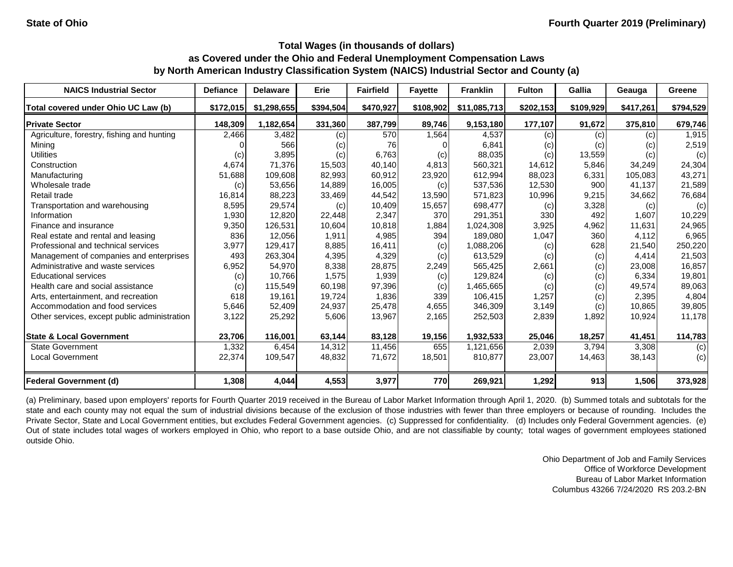State of Ohio

Fourth Quarter 2019 (Preliminary)

## Total Wages (in thousands of dollars) as Covered under the Ohio and Federal Unemployment Compensation Laws by North American Industry Classification System (NAICS) Industrial Sector and County (a)

| NAICS Industrial Sector | Defiance | Delaware | Erie | Fairfield | Fayette | Franklin | Fulton | Gallia | Geauga | Greene |
|---|---|---|---|---|---|---|---|---|---|---|
| Total covered under Ohio UC Law (b) | $172,015 | $1,298,655 | $394,504 | $470,927 | $108,902 | $11,085,713 | $202,153 | $109,929 | $417,261 | $794,529 |
| **Private Sector** | **148,309** | **1,182,654** | **331,360** | **387,799** | **89,746** | **9,153,180** | **177,107** | **91,672** | **375,810** | **679,746** |
| Agriculture, forestry, fishing and hunting | 2,466 | 3,482 | (c) | 570 | 1,564 | 4,537 | (c) | (c) | (c) | 1,915 |
| Mining | 0 | 566 | (c) | 76 | 0 | 6,841 | (c) | (c) | (c) | 2,519 |
| Utilities | (c) | 3,895 | (c) | 6,763 | (c) | 88,035 | (c) | 13,559 | (c) | (c) |
| Construction | 4,674 | 71,376 | 15,503 | 40,140 | 4,813 | 560,321 | 14,612 | 5,846 | 34,249 | 24,304 |
| Manufacturing | 51,688 | 109,608 | 82,993 | 60,912 | 23,920 | 612,994 | 88,023 | 6,331 | 105,083 | 43,271 |
| Wholesale trade | (c) | 53,656 | 14,889 | 16,005 | (c) | 537,536 | 12,530 | 900 | 41,137 | 21,589 |
| Retail trade | 16,814 | 88,223 | 33,469 | 44,542 | 13,590 | 571,823 | 10,996 | 9,215 | 34,662 | 76,684 |
| Transportation and warehousing | 8,595 | 29,574 | (c) | 10,409 | 15,657 | 698,477 | (c) | 3,328 | (c) | (c) |
| Information | 1,930 | 12,820 | 22,448 | 2,347 | 370 | 291,351 | 330 | 492 | 1,607 | 10,229 |
| Finance and insurance | 9,350 | 126,531 | 10,604 | 10,818 | 1,884 | 1,024,308 | 3,925 | 4,962 | 11,631 | 24,965 |
| Real estate and rental and leasing | 836 | 12,056 | 1,911 | 4,985 | 394 | 189,080 | 1,047 | 360 | 4,112 | 6,965 |
| Professional and technical services | 3,977 | 129,417 | 8,885 | 16,411 | (c) | 1,088,206 | (c) | 628 | 21,540 | 250,220 |
| Management of companies and enterprises | 493 | 263,304 | 4,395 | 4,329 | (c) | 613,529 | (c) | (c) | 4,414 | 21,503 |
| Administrative and waste services | 6,952 | 54,970 | 8,338 | 28,875 | 2,249 | 565,425 | 2,661 | (c) | 23,008 | 16,857 |
| Educational services | (c) | 10,766 | 1,575 | 1,939 | (c) | 129,824 | (c) | (c) | 6,334 | 19,801 |
| Health care and social assistance | (c) | 115,549 | 60,198 | 97,396 | (c) | 1,465,665 | (c) | (c) | 49,574 | 89,063 |
| Arts, entertainment, and recreation | 618 | 19,161 | 19,724 | 1,836 | 339 | 106,415 | 1,257 | (c) | 2,395 | 4,804 |
| Accommodation and food services | 5,646 | 52,409 | 24,937 | 25,478 | 4,655 | 346,309 | 3,149 | (c) | 10,865 | 39,805 |
| Other services, except public administration | 3,122 | 25,292 | 5,606 | 13,967 | 2,165 | 252,503 | 2,839 | 1,892 | 10,924 | 11,178 |
| **State & Local Government** | **23,706** | **116,001** | **63,144** | **83,128** | **19,156** | **1,932,533** | **25,046** | **18,257** | **41,451** | **114,783** |
| State Government | 1,332 | 6,454 | 14,312 | 11,456 | 655 | 1,121,656 | 2,039 | 3,794 | 3,308 | (c) |
| Local Government | 22,374 | 109,547 | 48,832 | 71,672 | 18,501 | 810,877 | 23,007 | 14,463 | 38,143 | (c) |
| **Federal Government (d)** | **1,308** | **4,044** | **4,553** | **3,977** | **770** | **269,921** | **1,292** | **913** | **1,506** | **373,928** |

(a) Preliminary, based upon employers' reports for Fourth Quarter 2019 received in the Bureau of Labor Market Information through April 1, 2020. (b) Summed totals and subtotals for the state and each county may not equal the sum of industrial divisions because of the exclusion of those industries with fewer than three employers or because of rounding. Includes the Private Sector, State and Local Government entities, but excludes Federal Government agencies. (c) Suppressed for confidentiality. (d) Includes only Federal Government agencies. (e) Out of state includes total wages of workers employed in Ohio, who report to a base outside Ohio, and are not classifiable by county; total wages of government employees stationed outside Ohio.

Ohio Department of Job and Family Services
Office of Workforce Development
Bureau of Labor Market Information
Columbus 43266 7/24/2020 RS 203.2-BN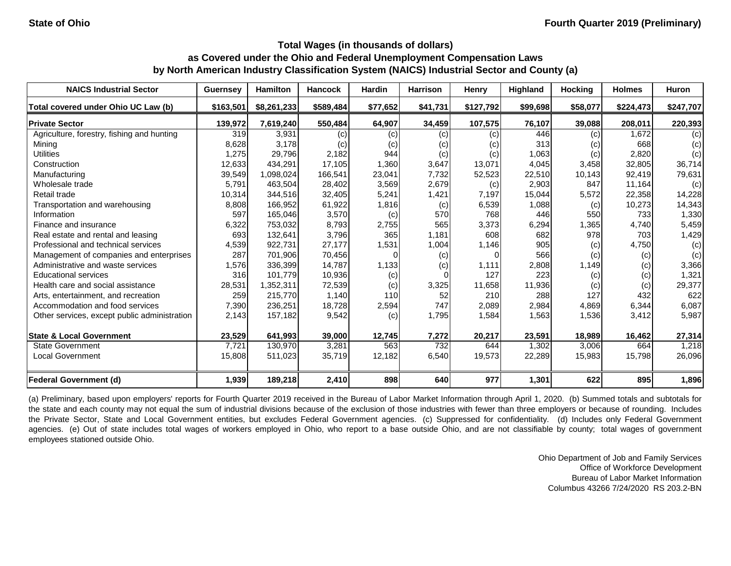State of Ohio

Fourth Quarter 2019 (Preliminary)

# Total Wages (in thousands of dollars)
## as Covered under the Ohio and Federal Unemployment Compensation Laws
## by North American Industry Classification System (NAICS) Industrial Sector and County (a)

| NAICS Industrial Sector | Guernsey | Hamilton | Hancock | Hardin | Harrison | Henry | Highland | Hocking | Holmes | Huron |
|---|---|---|---|---|---|---|---|---|---|---|
| **Total covered under Ohio UC Law (b)** | **$163,501** | **$8,261,233** | **$589,484** | **$77,652** | **$41,731** | **$127,792** | **$99,698** | **$58,077** | **$224,473** | **$247,707** |
| **Private Sector** | **139,972** | **7,619,240** | **550,484** | **64,907** | **34,459** | **107,575** | **76,107** | **39,088** | **208,011** | **220,393** |
| Agriculture, forestry, fishing and hunting | 319 | 3,931 | (c) | (c) | (c) | (c) | 446 | (c) | 1,672 | (c) |
| Mining | 8,628 | 3,178 | (c) | (c) | (c) | (c) | 313 | (c) | 668 | (c) |
| Utilities | 1,275 | 29,796 | 2,182 | 944 | (c) | (c) | 1,063 | (c) | 2,820 | (c) |
| Construction | 12,633 | 434,291 | 17,105 | 1,360 | 3,647 | 13,071 | 4,045 | 3,458 | 32,805 | 36,714 |
| Manufacturing | 39,549 | 1,098,024 | 166,541 | 23,041 | 7,732 | 52,523 | 22,510 | 10,143 | 92,419 | 79,631 |
| Wholesale trade | 5,791 | 463,504 | 28,402 | 3,569 | 2,679 | (c) | 2,903 | 847 | 11,164 | (c) |
| Retail trade | 10,314 | 344,516 | 32,405 | 5,241 | 1,421 | 7,197 | 15,044 | 5,572 | 22,358 | 14,228 |
| Transportation and warehousing | 8,808 | 166,952 | 61,922 | 1,816 | (c) | 6,539 | 1,088 | (c) | 10,273 | 14,343 |
| Information | 597 | 165,046 | 3,570 | (c) | 570 | 768 | 446 | 550 | 733 | 1,330 |
| Finance and insurance | 6,322 | 753,032 | 8,793 | 2,755 | 565 | 3,373 | 6,294 | 1,365 | 4,740 | 5,459 |
| Real estate and rental and leasing | 693 | 132,641 | 3,796 | 365 | 1,181 | 608 | 682 | 978 | 703 | 1,429 |
| Professional and technical services | 4,539 | 922,731 | 27,177 | 1,531 | 1,004 | 1,146 | 905 | (c) | 4,750 | (c) |
| Management of companies and enterprises | 287 | 701,906 | 70,456 | 0 | (c) | 0 | 566 | (c) | (c) | (c) |
| Administrative and waste services | 1,576 | 336,399 | 14,787 | 1,133 | (c) | 1,111 | 2,808 | 1,149 | (c) | 3,366 |
| Educational services | 316 | 101,779 | 10,936 | (c) | 0 | 127 | 223 | (c) | (c) | 1,321 |
| Health care and social assistance | 28,531 | 1,352,311 | 72,539 | (c) | 3,325 | 11,658 | 11,936 | (c) | (c) | 29,377 |
| Arts, entertainment, and recreation | 259 | 215,770 | 1,140 | 110 | 52 | 210 | 288 | 127 | 432 | 622 |
| Accommodation and food services | 7,390 | 236,251 | 18,728 | 2,594 | 747 | 2,089 | 2,984 | 4,869 | 6,344 | 6,087 |
| Other services, except public administration | 2,143 | 157,182 | 9,542 | (c) | 1,795 | 1,584 | 1,563 | 1,536 | 3,412 | 5,987 |
| **State & Local Government** | **23,529** | **641,993** | **39,000** | **12,745** | **7,272** | **20,217** | **23,591** | **18,989** | **16,462** | **27,314** |
| State Government | 7,721 | 130,970 | 3,281 | 563 | 732 | 644 | 1,302 | 3,006 | 664 | 1,218 |
| Local Government | 15,808 | 511,023 | 35,719 | 12,182 | 6,540 | 19,573 | 22,289 | 15,983 | 15,798 | 26,096 |
| **Federal Government (d)** | **1,939** | **189,218** | **2,410** | **898** | **640** | **977** | **1,301** | **622** | **895** | **1,896** |

(a) Preliminary, based upon employers' reports for Fourth Quarter 2019 received in the Bureau of Labor Market Information through April 1, 2020. (b) Summed totals and subtotals for the state and each county may not equal the sum of industrial divisions because of the exclusion of those industries with fewer than three employers or because of rounding. Includes the Private Sector, State and Local Government entities, but excludes Federal Government agencies. (c) Suppressed for confidentiality. (d) Includes only Federal Government agencies. (e) Out of state includes total wages of workers employed in Ohio, who report to a base outside Ohio, and are not classifiable by county; total wages of government employees stationed outside Ohio.

Ohio Department of Job and Family Services
Office of Workforce Development
Bureau of Labor Market Information
Columbus 43266 7/24/2020 RS 203.2-BN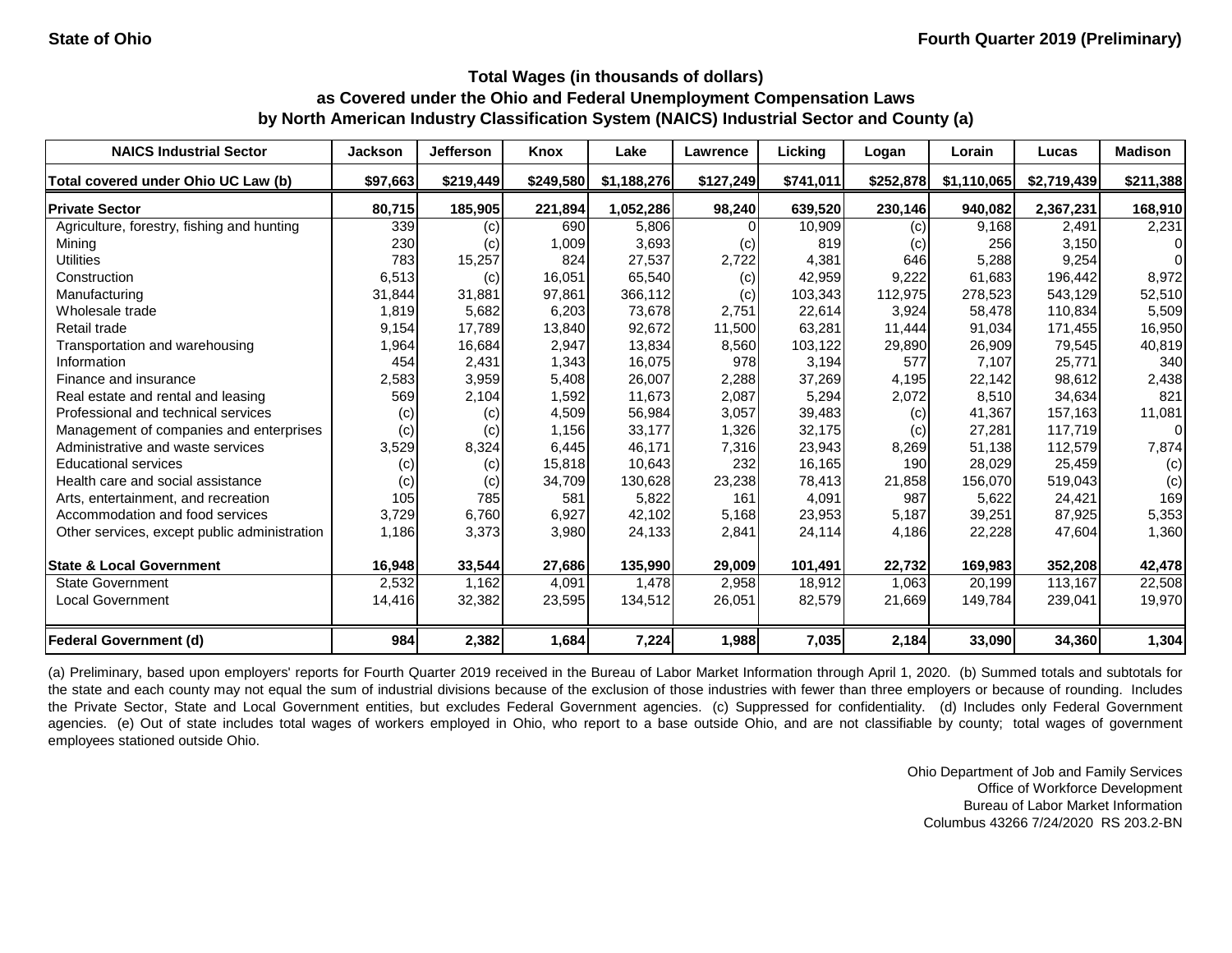State of Ohio

Fourth Quarter 2019 (Preliminary)

### Total Wages (in thousands of dollars) as Covered under the Ohio and Federal Unemployment Compensation Laws by North American Industry Classification System (NAICS) Industrial Sector and County (a)

| NAICS Industrial Sector | Jackson | Jefferson | Knox | Lake | Lawrence | Licking | Logan | Lorain | Lucas | Madison |
|---|---|---|---|---|---|---|---|---|---|---|
| Total covered under Ohio UC Law (b) | $97,663 | $219,449 | $249,580 | $1,188,276 | $127,249 | $741,011 | $252,878 | $1,110,065 | $2,719,439 | $211,388 |
| **Private Sector** | **80,715** | **185,905** | **221,894** | **1,052,286** | **98,240** | **639,520** | **230,146** | **940,082** | **2,367,231** | **168,910** |
| Agriculture, forestry, fishing and hunting | 339 | (c) | 690 | 5,806 | 0 | 10,909 | (c) | 9,168 | 2,491 | 2,231 |
| Mining | 230 | (c) | 1,009 | 3,693 | (c) | 819 | (c) | 256 | 3,150 | 0 |
| Utilities | 783 | 15,257 | 824 | 27,537 | 2,722 | 4,381 | 646 | 5,288 | 9,254 | 0 |
| Construction | 6,513 | (c) | 16,051 | 65,540 | (c) | 42,959 | 9,222 | 61,683 | 196,442 | 8,972 |
| Manufacturing | 31,844 | 31,881 | 97,861 | 366,112 | (c) | 103,343 | 112,975 | 278,523 | 543,129 | 52,510 |
| Wholesale trade | 1,819 | 5,682 | 6,203 | 73,678 | 2,751 | 22,614 | 3,924 | 58,478 | 110,834 | 5,509 |
| Retail trade | 9,154 | 17,789 | 13,840 | 92,672 | 11,500 | 63,281 | 11,444 | 91,034 | 171,455 | 16,950 |
| Transportation and warehousing | 1,964 | 16,684 | 2,947 | 13,834 | 8,560 | 103,122 | 29,890 | 26,909 | 79,545 | 40,819 |
| Information | 454 | 2,431 | 1,343 | 16,075 | 978 | 3,194 | 577 | 7,107 | 25,771 | 340 |
| Finance and insurance | 2,583 | 3,959 | 5,408 | 26,007 | 2,288 | 37,269 | 4,195 | 22,142 | 98,612 | 2,438 |
| Real estate and rental and leasing | 569 | 2,104 | 1,592 | 11,673 | 2,087 | 5,294 | 2,072 | 8,510 | 34,634 | 821 |
| Professional and technical services | (c) | (c) | 4,509 | 56,984 | 3,057 | 39,483 | (c) | 41,367 | 157,163 | 11,081 |
| Management of companies and enterprises | (c) | (c) | 1,156 | 33,177 | 1,326 | 32,175 | (c) | 27,281 | 117,719 | 0 |
| Administrative and waste services | 3,529 | 8,324 | 6,445 | 46,171 | 7,316 | 23,943 | 8,269 | 51,138 | 112,579 | 7,874 |
| Educational services | (c) | (c) | 15,818 | 10,643 | 232 | 16,165 | 190 | 28,029 | 25,459 | (c) |
| Health care and social assistance | (c) | (c) | 34,709 | 130,628 | 23,238 | 78,413 | 21,858 | 156,070 | 519,043 | (c) |
| Arts, entertainment, and recreation | 105 | 785 | 581 | 5,822 | 161 | 4,091 | 987 | 5,622 | 24,421 | 169 |
| Accommodation and food services | 3,729 | 6,760 | 6,927 | 42,102 | 5,168 | 23,953 | 5,187 | 39,251 | 87,925 | 5,353 |
| Other services, except public administration | 1,186 | 3,373 | 3,980 | 24,133 | 2,841 | 24,114 | 4,186 | 22,228 | 47,604 | 1,360 |
| **State & Local Government** | **16,948** | **33,544** | **27,686** | **135,990** | **29,009** | **101,491** | **22,732** | **169,983** | **352,208** | **42,478** |
| State Government | 2,532 | 1,162 | 4,091 | 1,478 | 2,958 | 18,912 | 1,063 | 20,199 | 113,167 | 22,508 |
| Local Government | 14,416 | 32,382 | 23,595 | 134,512 | 26,051 | 82,579 | 21,669 | 149,784 | 239,041 | 19,970 |
| **Federal Government (d)** | **984** | **2,382** | **1,684** | **7,224** | **1,988** | **7,035** | **2,184** | **33,090** | **34,360** | **1,304** |

(a) Preliminary, based upon employers' reports for Fourth Quarter 2019 received in the Bureau of Labor Market Information through April 1, 2020. (b) Summed totals and subtotals for the state and each county may not equal the sum of industrial divisions because of the exclusion of those industries with fewer than three employers or because of rounding. Includes the Private Sector, State and Local Government entities, but excludes Federal Government agencies. (c) Suppressed for confidentiality. (d) Includes only Federal Government agencies. (e) Out of state includes total wages of workers employed in Ohio, who report to a base outside Ohio, and are not classifiable by county; total wages of government employees stationed outside Ohio.

Ohio Department of Job and Family Services
Office of Workforce Development
Bureau of Labor Market Information
Columbus 43266 7/24/2020 RS 203.2-BN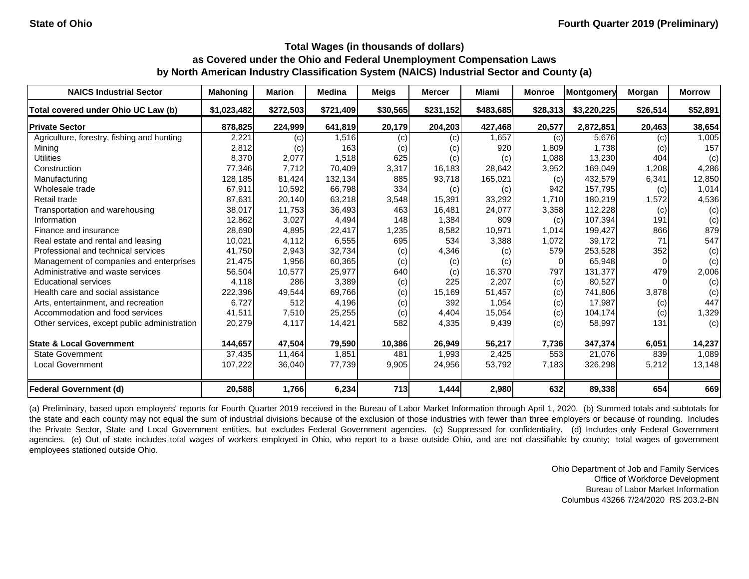**State of Ohio** | **Fourth Quarter 2019 (Preliminary)**

## Total Wages (in thousands of dollars) as Covered under the Ohio and Federal Unemployment Compensation Laws by North American Industry Classification System (NAICS) Industrial Sector and County (a)

| NAICS Industrial Sector | Mahoning | Marion | Medina | Meigs | Mercer | Miami | Monroe | Montgomery | Morgan | Morrow |
|---|---|---|---|---|---|---|---|---|---|---|
| **Total covered under Ohio UC Law (b)** | **$1,023,482** | **$272,503** | **$721,409** | **$30,565** | **$231,152** | **$483,685** | **$28,313** | **$3,220,225** | **$26,514** | **$52,891** |
| **Private Sector** | **878,825** | **224,999** | **641,819** | **20,179** | **204,203** | **427,468** | **20,577** | **2,872,851** | **20,463** | **38,654** |
| Agriculture, forestry, fishing and hunting | 2,221 | (c) | 1,516 | (c) | (c) | 1,657 | (c) | 5,676 | (c) | 1,005 |
| Mining | 2,812 | (c) | 163 | (c) | (c) | 920 | 1,809 | 1,738 | (c) | 157 |
| Utilities | 8,370 | 2,077 | 1,518 | 625 | (c) | (c) | 1,088 | 13,230 | 404 | (c) |
| Construction | 77,346 | 7,712 | 70,409 | 3,317 | 16,183 | 28,642 | 3,952 | 169,049 | 1,208 | 4,286 |
| Manufacturing | 128,185 | 81,424 | 132,134 | 885 | 93,718 | 165,021 | (c) | 432,579 | 6,341 | 12,850 |
| Wholesale trade | 67,911 | 10,592 | 66,798 | 334 | (c) | (c) | 942 | 157,795 | (c) | 1,014 |
| Retail trade | 87,631 | 20,140 | 63,218 | 3,548 | 15,391 | 33,292 | 1,710 | 180,219 | 1,572 | 4,536 |
| Transportation and warehousing | 38,017 | 11,753 | 36,493 | 463 | 16,481 | 24,077 | 3,358 | 112,228 | (c) | (c) |
| Information | 12,862 | 3,027 | 4,494 | 148 | 1,384 | 809 | (c) | 107,394 | 191 | (c) |
| Finance and insurance | 28,690 | 4,895 | 22,417 | 1,235 | 8,582 | 10,971 | 1,014 | 199,427 | 866 | 879 |
| Real estate and rental and leasing | 10,021 | 4,112 | 6,555 | 695 | 534 | 3,388 | 1,072 | 39,172 | 71 | 547 |
| Professional and technical services | 41,750 | 2,943 | 32,734 | (c) | 4,346 | (c) | 579 | 253,528 | 352 | (c) |
| Management of companies and enterprises | 21,475 | 1,956 | 60,365 | (c) | (c) | (c) | 0 | 65,948 | 0 | (c) |
| Administrative and waste services | 56,504 | 10,577 | 25,977 | 640 | (c) | 16,370 | 797 | 131,377 | 479 | 2,006 |
| Educational services | 4,118 | 286 | 3,389 | (c) | 225 | 2,207 | (c) | 80,527 | 0 | (c) |
| Health care and social assistance | 222,396 | 49,544 | 69,766 | (c) | 15,169 | 51,457 | (c) | 741,806 | 3,878 | (c) |
| Arts, entertainment, and recreation | 6,727 | 512 | 4,196 | (c) | 392 | 1,054 | (c) | 17,987 | (c) | 447 |
| Accommodation and food services | 41,511 | 7,510 | 25,255 | (c) | 4,404 | 15,054 | (c) | 104,174 | (c) | 1,329 |
| Other services, except public administration | 20,279 | 4,117 | 14,421 | 582 | 4,335 | 9,439 | (c) | 58,997 | 131 | (c) |
| **State & Local Government** | **144,657** | **47,504** | **79,590** | **10,386** | **26,949** | **56,217** | **7,736** | **347,374** | **6,051** | **14,237** |
| State Government | 37,435 | 11,464 | 1,851 | 481 | 1,993 | 2,425 | 553 | 21,076 | 839 | 1,089 |
| Local Government | 107,222 | 36,040 | 77,739 | 9,905 | 24,956 | 53,792 | 7,183 | 326,298 | 5,212 | 13,148 |
| **Federal Government (d)** | **20,588** | **1,766** | **6,234** | **713** | **1,444** | **2,980** | **632** | **89,338** | **654** | **669** |

(a) Preliminary, based upon employers' reports for Fourth Quarter 2019 received in the Bureau of Labor Market Information through April 1, 2020. (b) Summed totals and subtotals for the state and each county may not equal the sum of industrial divisions because of the exclusion of those industries with fewer than three employers or because of rounding. Includes the Private Sector, State and Local Government entities, but excludes Federal Government agencies. (c) Suppressed for confidentiality. (d) Includes only Federal Government agencies. (e) Out of state includes total wages of workers employed in Ohio, who report to a base outside Ohio, and are not classifiable by county; total wages of government employees stationed outside Ohio.

Ohio Department of Job and Family Services
Office of Workforce Development
Bureau of Labor Market Information
Columbus 43266 7/24/2020 RS 203.2-BN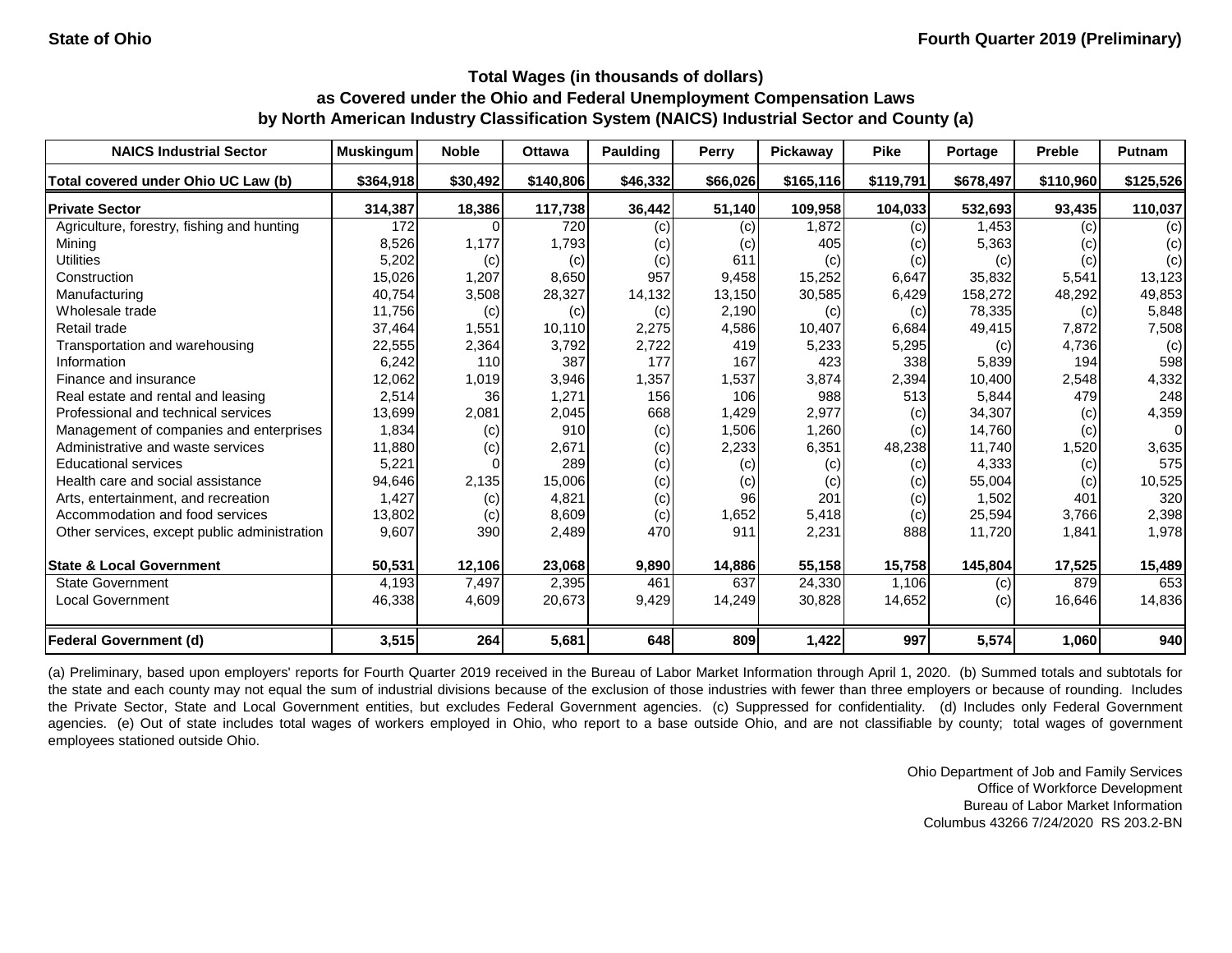State of Ohio

Fourth Quarter 2019 (Preliminary)

## Total Wages (in thousands of dollars) as Covered under the Ohio and Federal Unemployment Compensation Laws by North American Industry Classification System (NAICS) Industrial Sector and County (a)

| NAICS Industrial Sector | Muskingum | Noble | Ottawa | Paulding | Perry | Pickaway | Pike | Portage | Preble | Putnam |
|---|---|---|---|---|---|---|---|---|---|---|
| Total covered under Ohio UC Law (b) | $364,918 | $30,492 | $140,806 | $46,332 | $66,026 | $165,116 | $119,791 | $678,497 | $110,960 | $125,526 |
| **Private Sector** | 314,387 | 18,386 | 117,738 | 36,442 | 51,140 | 109,958 | 104,033 | 532,693 | 93,435 | 110,037 |
| Agriculture, forestry, fishing and hunting | 172 | 0 | 720 | (c) | (c) | 1,872 | (c) | 1,453 | (c) | (c) |
| Mining | 8,526 | 1,177 | 1,793 | (c) | (c) | 405 | (c) | 5,363 | (c) | (c) |
| Utilities | 5,202 | (c) | (c) | (c) | 611 | (c) | (c) | (c) | (c) | (c) |
| Construction | 15,026 | 1,207 | 8,650 | 957 | 9,458 | 15,252 | 6,647 | 35,832 | 5,541 | 13,123 |
| Manufacturing | 40,754 | 3,508 | 28,327 | 14,132 | 13,150 | 30,585 | 6,429 | 158,272 | 48,292 | 49,853 |
| Wholesale trade | 11,756 | (c) | (c) | (c) | 2,190 | (c) | (c) | 78,335 | (c) | 5,848 |
| Retail trade | 37,464 | 1,551 | 10,110 | 2,275 | 4,586 | 10,407 | 6,684 | 49,415 | 7,872 | 7,508 |
| Transportation and warehousing | 22,555 | 2,364 | 3,792 | 2,722 | 419 | 5,233 | 5,295 | (c) | 4,736 | (c) |
| Information | 6,242 | 110 | 387 | 177 | 167 | 423 | 338 | 5,839 | 194 | 598 |
| Finance and insurance | 12,062 | 1,019 | 3,946 | 1,357 | 1,537 | 3,874 | 2,394 | 10,400 | 2,548 | 4,332 |
| Real estate and rental and leasing | 2,514 | 36 | 1,271 | 156 | 106 | 988 | 513 | 5,844 | 479 | 248 |
| Professional and technical services | 13,699 | 2,081 | 2,045 | 668 | 1,429 | 2,977 | (c) | 34,307 | (c) | 4,359 |
| Management of companies and enterprises | 1,834 | (c) | 910 | (c) | 1,506 | 1,260 | (c) | 14,760 | (c) | 0 |
| Administrative and waste services | 11,880 | (c) | 2,671 | (c) | 2,233 | 6,351 | 48,238 | 11,740 | 1,520 | 3,635 |
| Educational services | 5,221 | 0 | 289 | (c) | (c) | (c) | (c) | 4,333 | (c) | 575 |
| Health care and social assistance | 94,646 | 2,135 | 15,006 | (c) | (c) | (c) | (c) | 55,004 | (c) | 10,525 |
| Arts, entertainment, and recreation | 1,427 | (c) | 4,821 | (c) | 96 | 201 | (c) | 1,502 | 401 | 320 |
| Accommodation and food services | 13,802 | (c) | 8,609 | (c) | 1,652 | 5,418 | (c) | 25,594 | 3,766 | 2,398 |
| Other services, except public administration | 9,607 | 390 | 2,489 | 470 | 911 | 2,231 | 888 | 11,720 | 1,841 | 1,978 |
| **State & Local Government** | 50,531 | 12,106 | 23,068 | 9,890 | 14,886 | 55,158 | 15,758 | 145,804 | 17,525 | 15,489 |
| State Government | 4,193 | 7,497 | 2,395 | 461 | 637 | 24,330 | 1,106 | (c) | 879 | 653 |
| Local Government | 46,338 | 4,609 | 20,673 | 9,429 | 14,249 | 30,828 | 14,652 | (c) | 16,646 | 14,836 |
| **Federal Government (d)** | 3,515 | 264 | 5,681 | 648 | 809 | 1,422 | 997 | 5,574 | 1,060 | 940 |

(a) Preliminary, based upon employers' reports for Fourth Quarter 2019 received in the Bureau of Labor Market Information through April 1, 2020. (b) Summed totals and subtotals for the state and each county may not equal the sum of industrial divisions because of the exclusion of those industries with fewer than three employers or because of rounding. Includes the Private Sector, State and Local Government entities, but excludes Federal Government agencies. (c) Suppressed for confidentiality. (d) Includes only Federal Government agencies. (e) Out of state includes total wages of workers employed in Ohio, who report to a base outside Ohio, and are not classifiable by county; total wages of government employees stationed outside Ohio.

Ohio Department of Job and Family Services
Office of Workforce Development
Bureau of Labor Market Information
Columbus 43266 7/24/2020 RS 203.2-BN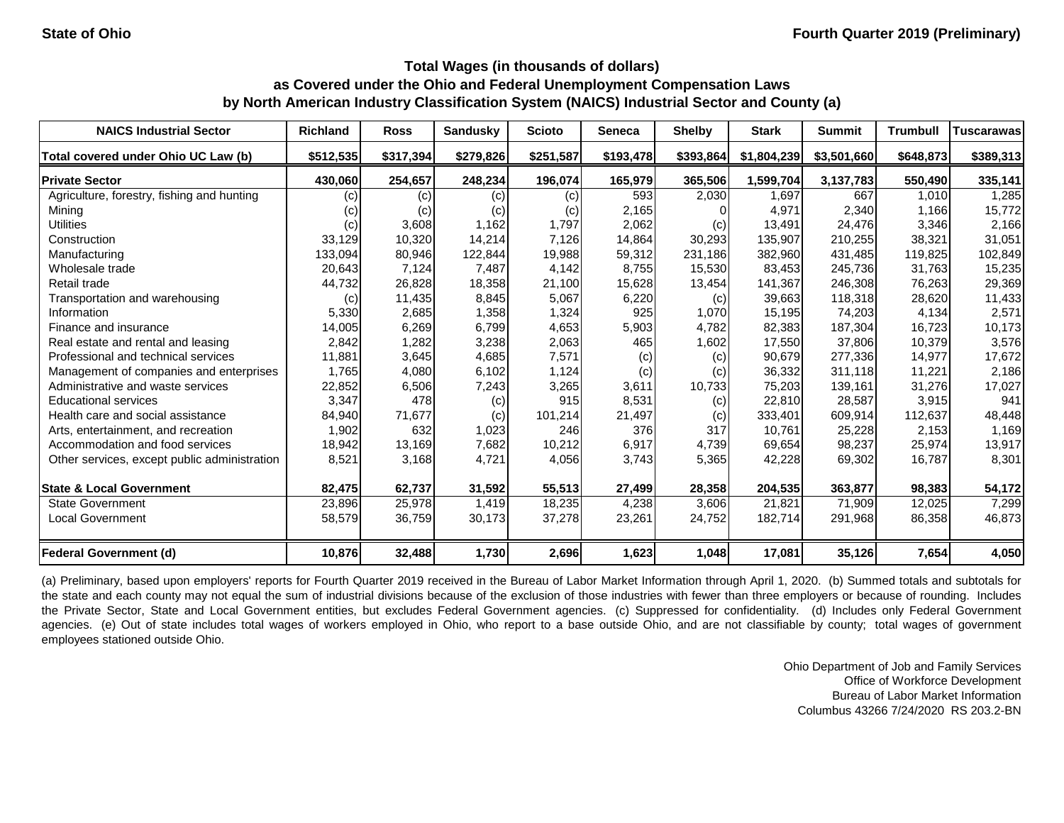State of Ohio

Fourth Quarter 2019 (Preliminary)

## Total Wages (in thousands of dollars)
## as Covered under the Ohio and Federal Unemployment Compensation Laws
## by North American Industry Classification System (NAICS) Industrial Sector and County (a)

| NAICS Industrial Sector | Richland | Ross | Sandusky | Scioto | Seneca | Shelby | Stark | Summit | Trumbull | Tuscarawas |
|---|---|---|---|---|---|---|---|---|---|---|
| Total covered under Ohio UC Law (b) | $512,535 | $317,394 | $279,826 | $251,587 | $193,478 | $393,864 | $1,804,239 | $3,501,660 | $648,873 | $389,313 |
| **Private Sector** | **430,060** | **254,657** | **248,234** | **196,074** | **165,979** | **365,506** | **1,599,704** | **3,137,783** | **550,490** | **335,141** |
| Agriculture, forestry, fishing and hunting | (c) | (c) | (c) | (c) | 593 | 2,030 | 1,697 | 667 | 1,010 | 1,285 |
| Mining | (c) | (c) | (c) | (c) | 2,165 | 0 | 4,971 | 2,340 | 1,166 | 15,772 |
| Utilities | (c) | 3,608 | 1,162 | 1,797 | 2,062 | (c) | 13,491 | 24,476 | 3,346 | 2,166 |
| Construction | 33,129 | 10,320 | 14,214 | 7,126 | 14,864 | 30,293 | 135,907 | 210,255 | 38,321 | 31,051 |
| Manufacturing | 133,094 | 80,946 | 122,844 | 19,988 | 59,312 | 231,186 | 382,960 | 431,485 | 119,825 | 102,849 |
| Wholesale trade | 20,643 | 7,124 | 7,487 | 4,142 | 8,755 | 15,530 | 83,453 | 245,736 | 31,763 | 15,235 |
| Retail trade | 44,732 | 26,828 | 18,358 | 21,100 | 15,628 | 13,454 | 141,367 | 246,308 | 76,263 | 29,369 |
| Transportation and warehousing | (c) | 11,435 | 8,845 | 5,067 | 6,220 | (c) | 39,663 | 118,318 | 28,620 | 11,433 |
| Information | 5,330 | 2,685 | 1,358 | 1,324 | 925 | 1,070 | 15,195 | 74,203 | 4,134 | 2,571 |
| Finance and insurance | 14,005 | 6,269 | 6,799 | 4,653 | 5,903 | 4,782 | 82,383 | 187,304 | 16,723 | 10,173 |
| Real estate and rental and leasing | 2,842 | 1,282 | 3,238 | 2,063 | 465 | 1,602 | 17,550 | 37,806 | 10,379 | 3,576 |
| Professional and technical services | 11,881 | 3,645 | 4,685 | 7,571 | (c) | (c) | 90,679 | 277,336 | 14,977 | 17,672 |
| Management of companies and enterprises | 1,765 | 4,080 | 6,102 | 1,124 | (c) | (c) | 36,332 | 311,118 | 11,221 | 2,186 |
| Administrative and waste services | 22,852 | 6,506 | 7,243 | 3,265 | 3,611 | 10,733 | 75,203 | 139,161 | 31,276 | 17,027 |
| Educational services | 3,347 | 478 | (c) | 915 | 8,531 | (c) | 22,810 | 28,587 | 3,915 | 941 |
| Health care and social assistance | 84,940 | 71,677 | (c) | 101,214 | 21,497 | (c) | 333,401 | 609,914 | 112,637 | 48,448 |
| Arts, entertainment, and recreation | 1,902 | 632 | 1,023 | 246 | 376 | 317 | 10,761 | 25,228 | 2,153 | 1,169 |
| Accommodation and food services | 18,942 | 13,169 | 7,682 | 10,212 | 6,917 | 4,739 | 69,654 | 98,237 | 25,974 | 13,917 |
| Other services, except public administration | 8,521 | 3,168 | 4,721 | 4,056 | 3,743 | 5,365 | 42,228 | 69,302 | 16,787 | 8,301 |
| **State & Local Government** | **82,475** | **62,737** | **31,592** | **55,513** | **27,499** | **28,358** | **204,535** | **363,877** | **98,383** | **54,172** |
| State Government | 23,896 | 25,978 | 1,419 | 18,235 | 4,238 | 3,606 | 21,821 | 71,909 | 12,025 | 7,299 |
| Local Government | 58,579 | 36,759 | 30,173 | 37,278 | 23,261 | 24,752 | 182,714 | 291,968 | 86,358 | 46,873 |
| **Federal Government (d)** | **10,876** | **32,488** | **1,730** | **2,696** | **1,623** | **1,048** | **17,081** | **35,126** | **7,654** | **4,050** |

(a) Preliminary, based upon employers' reports for Fourth Quarter 2019 received in the Bureau of Labor Market Information through April 1, 2020. (b) Summed totals and subtotals for the state and each county may not equal the sum of industrial divisions because of the exclusion of those industries with fewer than three employers or because of rounding. Includes the Private Sector, State and Local Government entities, but excludes Federal Government agencies. (c) Suppressed for confidentiality. (d) Includes only Federal Government agencies. (e) Out of state includes total wages of workers employed in Ohio, who report to a base outside Ohio, and are not classifiable by county; total wages of government employees stationed outside Ohio.

Ohio Department of Job and Family Services
Office of Workforce Development
Bureau of Labor Market Information
Columbus 43266 7/24/2020 RS 203.2-BN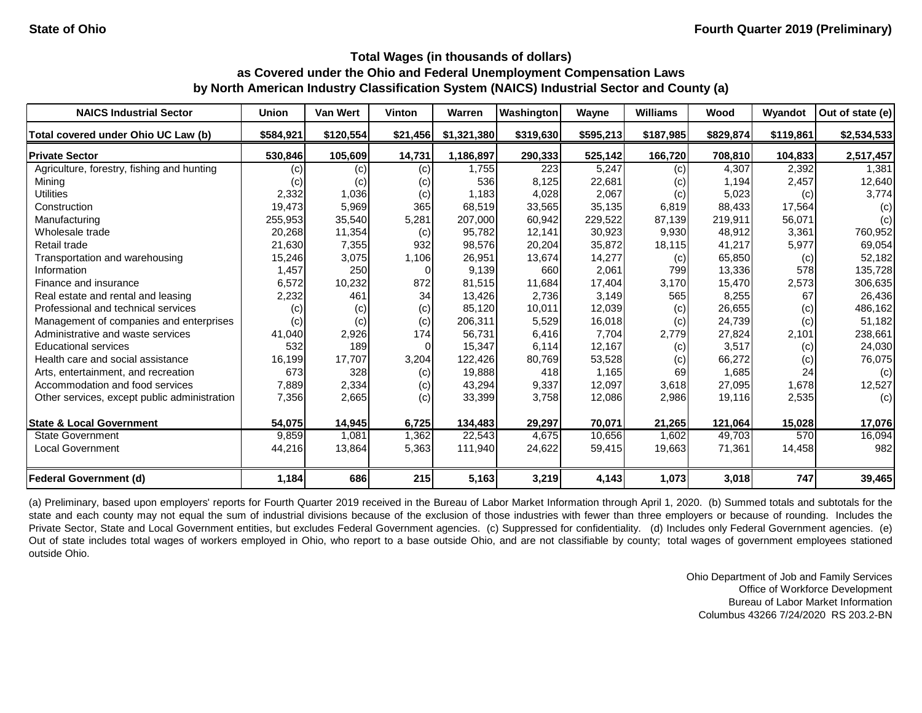**State of Ohio** **Fourth Quarter 2019 (Preliminary)**

### Total Wages (in thousands of dollars)
### as Covered under the Ohio and Federal Unemployment Compensation Laws
### by North American Industry Classification System (NAICS) Industrial Sector and County (a)

| NAICS Industrial Sector | Union | Van Wert | Vinton | Warren | Washington | Wayne | Williams | Wood | Wyandot | Out of state (e) |
|---|---|---|---|---|---|---|---|---|---|---|
| **Total covered under Ohio UC Law (b)** | **$584,921** | **$120,554** | **$21,456** | **$1,321,380** | **$319,630** | **$595,213** | **$187,985** | **$829,874** | **$119,861** | **$2,534,533** |
| **Private Sector** | **530,846** | **105,609** | **14,731** | **1,186,897** | **290,333** | **525,142** | **166,720** | **708,810** | **104,833** | **2,517,457** |
| Agriculture, forestry, fishing and hunting | (c) | (c) | (c) | 1,755 | 223 | 5,247 | (c) | 4,307 | 2,392 | 1,381 |
| Mining | (c) | (c) | (c) | 536 | 8,125 | 22,681 | (c) | 1,194 | 2,457 | 12,640 |
| Utilities | 2,332 | 1,036 | (c) | 1,183 | 4,028 | 2,067 | (c) | 5,023 | (c) | 3,774 |
| Construction | 19,473 | 5,969 | 365 | 68,519 | 33,565 | 35,135 | 6,819 | 88,433 | 17,564 | (c) |
| Manufacturing | 255,953 | 35,540 | 5,281 | 207,000 | 60,942 | 229,522 | 87,139 | 219,911 | 56,071 | (c) |
| Wholesale trade | 20,268 | 11,354 | (c) | 95,782 | 12,141 | 30,923 | 9,930 | 48,912 | 3,361 | 760,952 |
| Retail trade | 21,630 | 7,355 | 932 | 98,576 | 20,204 | 35,872 | 18,115 | 41,217 | 5,977 | 69,054 |
| Transportation and warehousing | 15,246 | 3,075 | 1,106 | 26,951 | 13,674 | 14,277 | (c) | 65,850 | (c) | 52,182 |
| Information | 1,457 | 250 | 0 | 9,139 | 660 | 2,061 | 799 | 13,336 | 578 | 135,728 |
| Finance and insurance | 6,572 | 10,232 | 872 | 81,515 | 11,684 | 17,404 | 3,170 | 15,470 | 2,573 | 306,635 |
| Real estate and rental and leasing | 2,232 | 461 | 34 | 13,426 | 2,736 | 3,149 | 565 | 8,255 | 67 | 26,436 |
| Professional and technical services | (c) | (c) | (c) | 85,120 | 10,011 | 12,039 | (c) | 26,655 | (c) | 486,162 |
| Management of companies and enterprises | (c) | (c) | (c) | 206,311 | 5,529 | 16,018 | (c) | 24,739 | (c) | 51,182 |
| Administrative and waste services | 41,040 | 2,926 | 174 | 56,731 | 6,416 | 7,704 | 2,779 | 27,824 | 2,101 | 238,661 |
| Educational services | 532 | 189 | 0 | 15,347 | 6,114 | 12,167 | (c) | 3,517 | (c) | 24,030 |
| Health care and social assistance | 16,199 | 17,707 | 3,204 | 122,426 | 80,769 | 53,528 | (c) | 66,272 | (c) | 76,075 |
| Arts, entertainment, and recreation | 673 | 328 | (c) | 19,888 | 418 | 1,165 | 69 | 1,685 | 24 | (c) |
| Accommodation and food services | 7,889 | 2,334 | (c) | 43,294 | 9,337 | 12,097 | 3,618 | 27,095 | 1,678 | 12,527 |
| Other services, except public administration | 7,356 | 2,665 | (c) | 33,399 | 3,758 | 12,086 | 2,986 | 19,116 | 2,535 | (c) |
| **State & Local Government** | **54,075** | **14,945** | **6,725** | **134,483** | **29,297** | **70,071** | **21,265** | **121,064** | **15,028** | **17,076** |
| State Government | 9,859 | 1,081 | 1,362 | 22,543 | 4,675 | 10,656 | 1,602 | 49,703 | 570 | 16,094 |
| Local Government | 44,216 | 13,864 | 5,363 | 111,940 | 24,622 | 59,415 | 19,663 | 71,361 | 14,458 | 982 |
| **Federal Government (d)** | **1,184** | **686** | **215** | **5,163** | **3,219** | **4,143** | **1,073** | **3,018** | **747** | **39,465** |

(a) Preliminary, based upon employers' reports for Fourth Quarter 2019 received in the Bureau of Labor Market Information through April 1, 2020. (b) Summed totals and subtotals for the state and each county may not equal the sum of industrial divisions because of the exclusion of those industries with fewer than three employers or because of rounding. Includes the Private Sector, State and Local Government entities, but excludes Federal Government agencies. (c) Suppressed for confidentiality. (d) Includes only Federal Government agencies. (e) Out of state includes total wages of workers employed in Ohio, who report to a base outside Ohio, and are not classifiable by county; total wages of government employees stationed outside Ohio.

Ohio Department of Job and Family Services
Office of Workforce Development
Bureau of Labor Market Information
Columbus 43266 7/24/2020 RS 203.2-BN